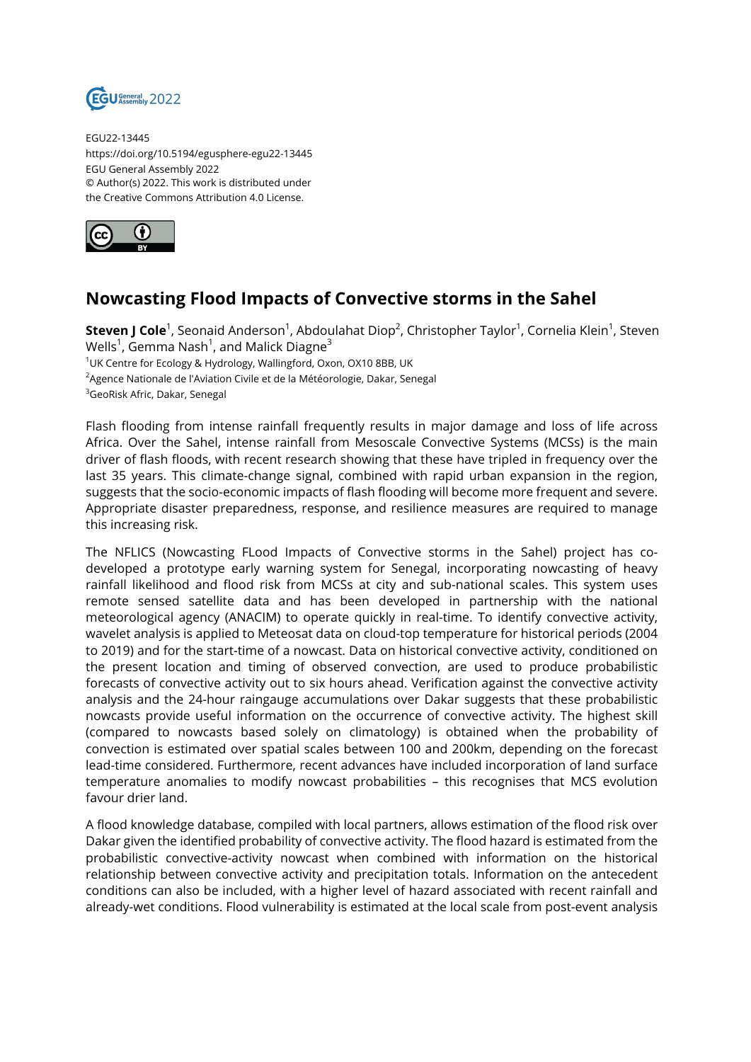EGU22-13445
https://doi.org/10.5194/egusphere-egu22-13445
EGU General Assembly 2022
© Author(s) 2022. This work is distributed under
the Creative Commons Attribution 4.0 License.

# Nowcasting Flood Impacts of Convective storms in the Sahel

**Steven J Cole**[1], Seonaid Anderson[1], Abdoulahat Diop[2], Christopher Taylor[1], Cornelia Klein[1], Steven Wells[1], Gemma Nash[1], and Malick Diagne[3]

[1]UK Centre for Ecology & Hydrology, Wallingford, Oxon, OX10 8BB, UK
[2]Agence Nationale de l'Aviation Civile et de la Météorologie, Dakar, Senegal
[3]GeoRisk Afric, Dakar, Senegal

Flash flooding from intense rainfall frequently results in major damage and loss of life across Africa. Over the Sahel, intense rainfall from Mesoscale Convective Systems (MCSs) is the main driver of flash floods, with recent research showing that these have tripled in frequency over the last 35 years. This climate-change signal, combined with rapid urban expansion in the region, suggests that the socio-economic impacts of flash flooding will become more frequent and severe. Appropriate disaster preparedness, response, and resilience measures are required to manage this increasing risk.

The NFLICS (Nowcasting FLood Impacts of Convective storms in the Sahel) project has co-developed a prototype early warning system for Senegal, incorporating nowcasting of heavy rainfall likelihood and flood risk from MCSs at city and sub-national scales. This system uses remote sensed satellite data and has been developed in partnership with the national meteorological agency (ANACIM) to operate quickly in real-time. To identify convective activity, wavelet analysis is applied to Meteosat data on cloud-top temperature for historical periods (2004 to 2019) and for the start-time of a nowcast. Data on historical convective activity, conditioned on the present location and timing of observed convection, are used to produce probabilistic forecasts of convective activity out to six hours ahead. Verification against the convective activity analysis and the 24-hour raingauge accumulations over Dakar suggests that these probabilistic nowcasts provide useful information on the occurrence of convective activity. The highest skill (compared to nowcasts based solely on climatology) is obtained when the probability of convection is estimated over spatial scales between 100 and 200km, depending on the forecast lead-time considered. Furthermore, recent advances have included incorporation of land surface temperature anomalies to modify nowcast probabilities – this recognises that MCS evolution favour drier land.

A flood knowledge database, compiled with local partners, allows estimation of the flood risk over Dakar given the identified probability of convective activity. The flood hazard is estimated from the probabilistic convective-activity nowcast when combined with information on the historical relationship between convective activity and precipitation totals. Information on the antecedent conditions can also be included, with a higher level of hazard associated with recent rainfall and already-wet conditions. Flood vulnerability is estimated at the local scale from post-event analysis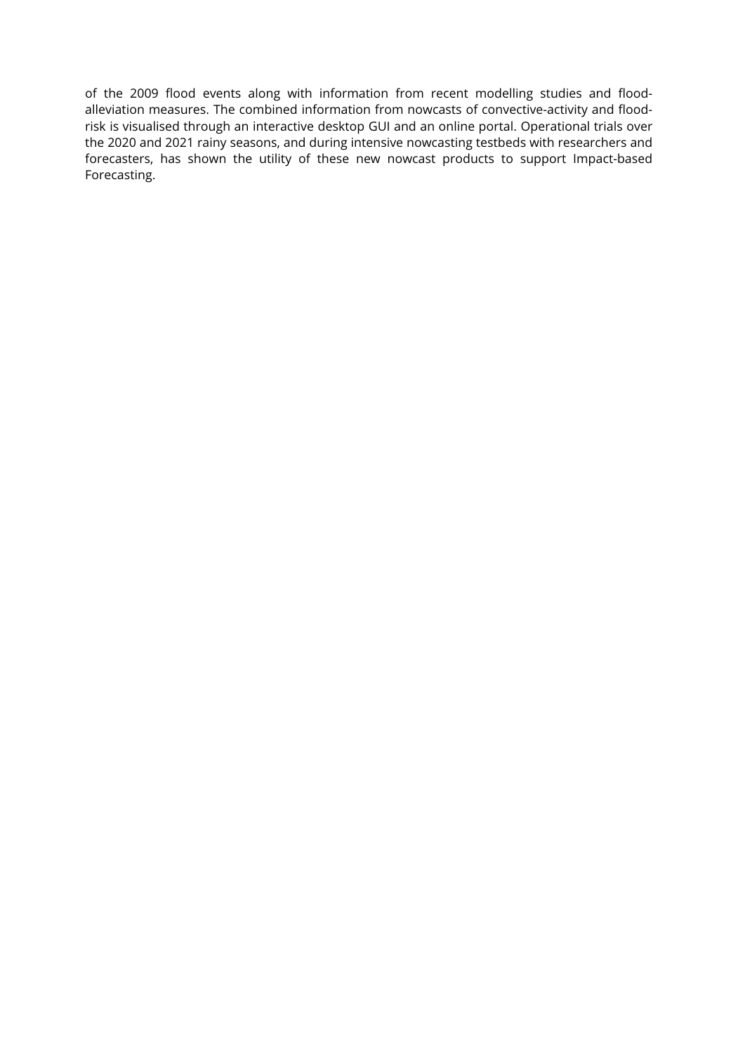of the 2009 flood events along with information from recent modelling studies and flood-alleviation measures. The combined information from nowcasts of convective-activity and flood-risk is visualised through an interactive desktop GUI and an online portal. Operational trials over the 2020 and 2021 rainy seasons, and during intensive nowcasting testbeds with researchers and forecasters, has shown the utility of these new nowcast products to support Impact-based Forecasting.